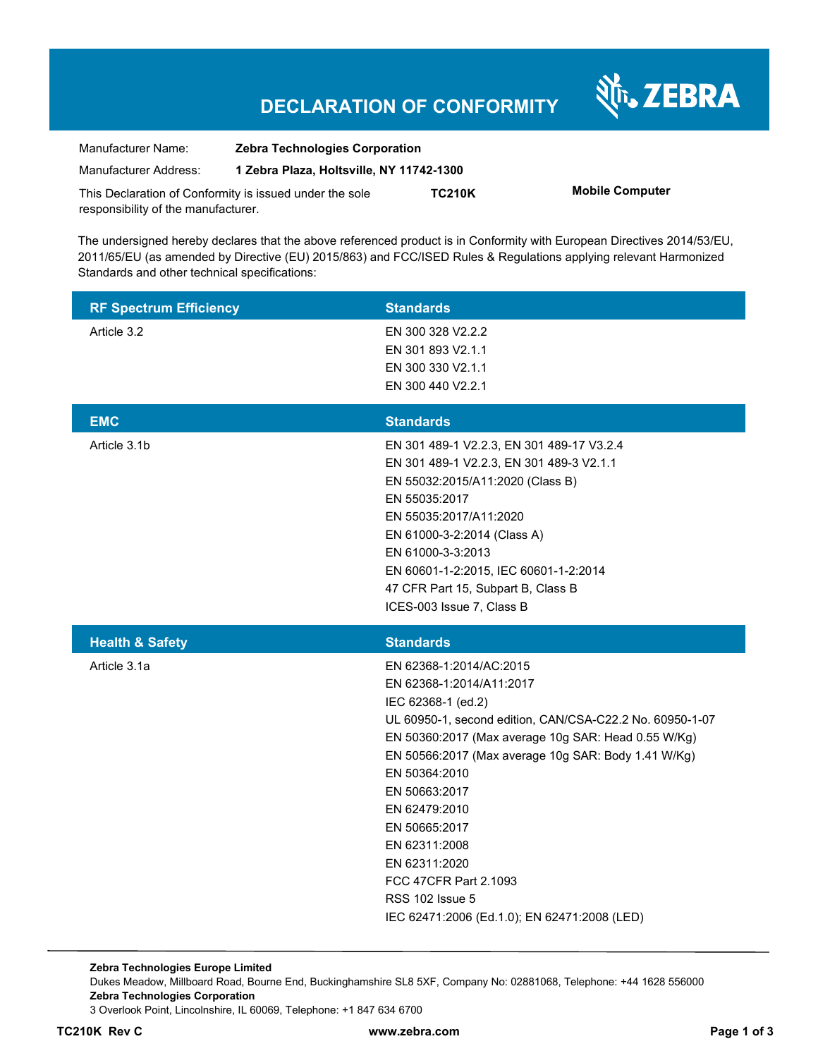# DECLARATION OF CONFORMITY

ZEBRA

| | |
|---|---|
| Manufacturer Name: | **Zebra Technologies Corporation** |
| Manufacturer Address: | **1 Zebra Plaza, Holtsville, NY 11742-1300** |

This Declaration of Conformity is issued under the sole responsibility of the manufacturer. **TC210K** **Mobile Computer**

The undersigned hereby declares that the above referenced product is in Conformity with European Directives 2014/53/EU, 2011/65/EU (as amended by Directive (EU) 2015/863) and FCC/ISED Rules & Regulations applying relevant Harmonized Standards and other technical specifications:

| RF Spectrum Efficiency | Standards |
|---|---|
| Article 3.2 | EN 300 328 V2.2.2<br>EN 301 893 V2.1.1<br>EN 300 330 V2.1.1<br>EN 300 440 V2.2.1 |

| EMC | Standards |
|---|---|
| Article 3.1b | EN 301 489-1 V2.2.3, EN 301 489-17 V3.2.4<br>EN 301 489-1 V2.2.3, EN 301 489-3 V2.1.1<br>EN 55032:2015/A11:2020 (Class B)<br>EN 55035:2017<br>EN 55035:2017/A11:2020<br>EN 61000-3-2:2014 (Class A)<br>EN 61000-3-3:2013<br>EN 60601-1-2:2015, IEC 60601-1-2:2014<br>47 CFR Part 15, Subpart B, Class B<br>ICES-003 Issue 7, Class B |

| Health & Safety | Standards |
|---|---|
| Article 3.1a | EN 62368-1:2014/AC:2015<br>EN 62368-1:2014/A11:2017<br>IEC 62368-1 (ed.2)<br>UL 60950-1, second edition, CAN/CSA-C22.2 No. 60950-1-07<br>EN 50360:2017 (Max average 10g SAR: Head 0.55 W/Kg)<br>EN 50566:2017 (Max average 10g SAR: Body 1.41 W/Kg)<br>EN 50364:2010<br>EN 50663:2017<br>EN 62479:2010<br>EN 50665:2017<br>EN 62311:2008<br>EN 62311:2020<br>FCC 47CFR Part 2.1093<br>RSS 102 Issue 5<br>IEC 62471:2006 (Ed.1.0); EN 62471:2008 (LED) |

**Zebra Technologies Europe Limited**
Dukes Meadow, Millboard Road, Bourne End, Buckinghamshire SL8 5XF, Company No: 02881068, Telephone: +44 1628 556000
**Zebra Technologies Corporation**
3 Overlook Point, Lincolnshire, IL 60069, Telephone: +1 847 634 6700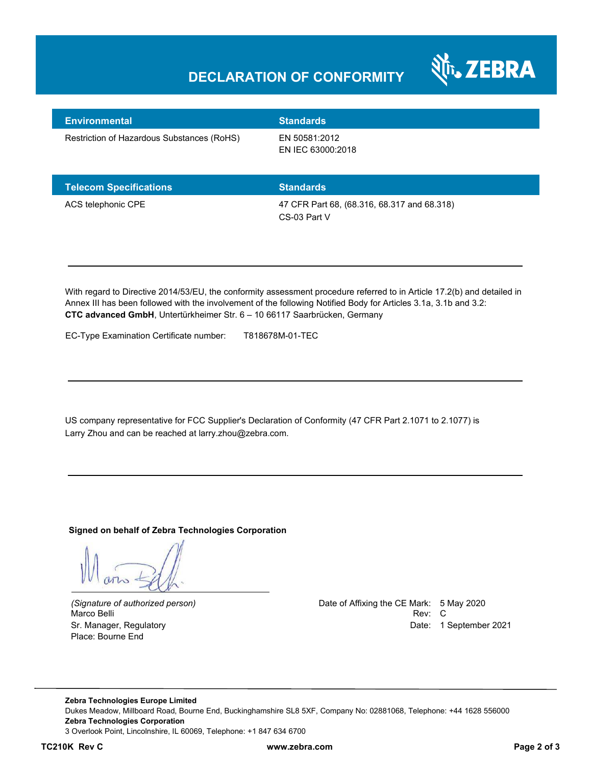# DECLARATION OF CONFORMITY

| Environmental | Standards |
|---|---|
| Restriction of Hazardous Substances (RoHS) | EN 50581:2012<br>EN IEC 63000:2018 |

| Telecom Specifications | Standards |
|---|---|
| ACS telephonic CPE | 47 CFR Part 68, (68.316, 68.317 and 68.318)<br>CS-03 Part V |

---

With regard to Directive 2014/53/EU, the conformity assessment procedure referred to in Article 17.2(b) and detailed in Annex III has been followed with the involvement of the following Notified Body for Articles 3.1a, 3.1b and 3.2:
**CTC advanced GmbH**, Untertürkheimer Str. 6 – 10 66117 Saarbrücken, Germany

EC-Type Examination Certificate number: T818678M-01-TEC

---

US company representative for FCC Supplier's Declaration of Conformity (47 CFR Part 2.1071 to 2.1077) is Larry Zhou and can be reached at larry.zhou@zebra.com.

---

**Signed on behalf of Zebra Technologies Corporation**

*(Signature of authorized person)*
Marco Belli
Sr. Manager, Regulatory
Place: Bourne End

Date of Affixing the CE Mark: 5 May 2020
Rev: C
Date: 1 September 2021

**Zebra Technologies Europe Limited**
Dukes Meadow, Millboard Road, Bourne End, Buckinghamshire SL8 5XF, Company No: 02881068, Telephone: +44 1628 556000
**Zebra Technologies Corporation**
3 Overlook Point, Lincolnshire, IL 60069, Telephone: +1 847 634 6700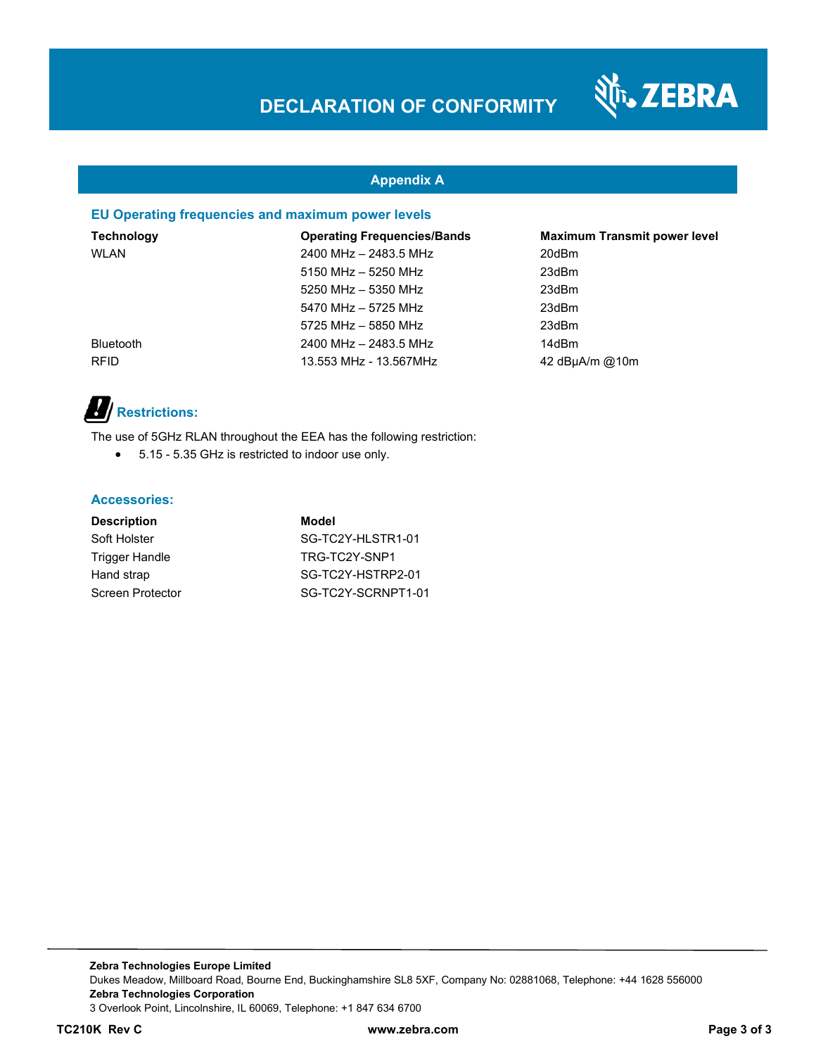# DECLARATION OF CONFORMITY

## Appendix A

### EU Operating frequencies and maximum power levels

| Technology | Operating Frequencies/Bands | Maximum Transmit power level |
|---|---|---|
| WLAN | 2400 MHz – 2483.5 MHz | 20dBm |
| | 5150 MHz – 5250 MHz | 23dBm |
| | 5250 MHz – 5350 MHz | 23dBm |
| | 5470 MHz – 5725 MHz | 23dBm |
| | 5725 MHz – 5850 MHz | 23dBm |
| Bluetooth | 2400 MHz – 2483.5 MHz | 14dBm |
| RFID | 13.553 MHz - 13.567MHz | 42 dBμA/m @10m |

### Restrictions:

The use of 5GHz RLAN throughout the EEA has the following restriction:

- 5.15 - 5.35 GHz is restricted to indoor use only.

### Accessories:

| Description | Model |
|---|---|
| Soft Holster | SG-TC2Y-HLSTR1-01 |
| Trigger Handle | TRG-TC2Y-SNP1 |
| Hand strap | SG-TC2Y-HSTRP2-01 |
| Screen Protector | SG-TC2Y-SCRNPT1-01 |

**Zebra Technologies Europe Limited**
Dukes Meadow, Millboard Road, Bourne End, Buckinghamshire SL8 5XF, Company No: 02881068, Telephone: +44 1628 556000
**Zebra Technologies Corporation**
3 Overlook Point, Lincolnshire, IL 60069, Telephone: +1 847 634 6700

**TC210K Rev C** **www.zebra.com**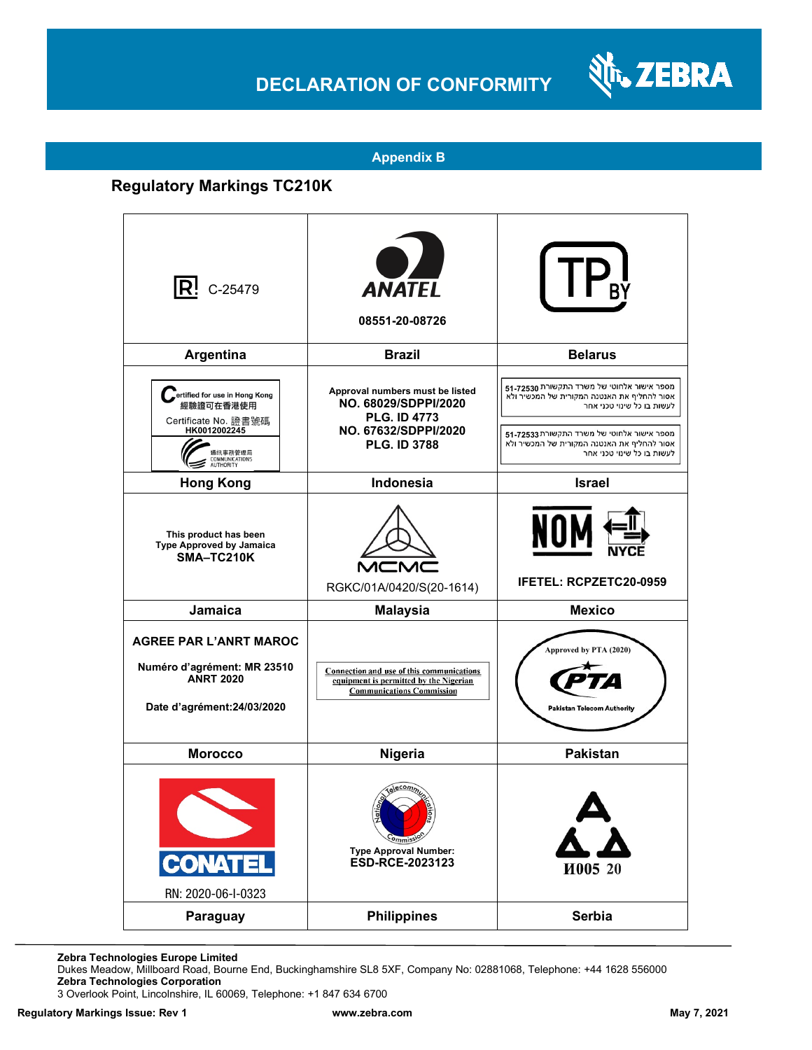# DECLARATION OF CONFORMITY

## Appendix B

### Regulatory Markings TC210K

| | | |
|---|---|---|
| C-25479 | ANATEL<br>08551-20-08726 | TP BY |
| **Argentina** | **Brazil** | **Belarus** |
| Certified for use in Hong Kong<br>經驗證可在香港使用<br>Certificate No. 證書號碼<br>HK0012002245<br>通訊事務管理局<br>COMMUNICATIONS AUTHORITY | Approval numbers must be listed<br>**NO. 68029/SDPPI/2020**<br>**PLG. ID 4773**<br>**NO. 67632/SDPPI/2020**<br>**PLG. ID 3788** | מספר אישור אלחוטי של משרד התקשורת 51-72530 אסור להחליף את האנטנה המקורית של המכשיר ולא לעשות בו כל שינוי טכני אחר<br>מספר אישור אלחוטי של משרד התקשורת 51-72533 אסור להחליף את האנטנה המקורית של המכשיר ולא לעשות בו כל שינוי טכני אחר |
| **Hong Kong** | **Indonesia** | **Israel** |
| This product has been Type Approved by Jamaica<br>**SMA–TC210K** | MCMC<br>RGKC/01A/0420/S(20-1614) | NOM NYCE<br>**IFETEL: RCPZETC20-0959** |
| **Jamaica** | **Malaysia** | **Mexico** |
| **AGREE PAR L'ANRT MAROC**<br>**Numéro d'agrément: MR 23510 ANRT 2020**<br>**Date d'agrément:24/03/2020** | Connection and use of this communications equipment is permitted by the Nigerian Communications Commission | Approved by PTA (2020)<br>PTA<br>Pakistan Telecom Authority |
| **Morocco** | **Nigeria** | **Pakistan** |
| CONATEL<br>RN: 2020-06-I-0323 | National Telecommunications Commission<br>Type Approval Number:<br>**ESD-RCE-2023123** | И005 20 |
| **Paraguay** | **Philippines** | **Serbia** |

**Zebra Technologies Europe Limited**
Dukes Meadow, Millboard Road, Bourne End, Buckinghamshire SL8 5XF, Company No: 02881068, Telephone: +44 1628 556000
**Zebra Technologies Corporation**
3 Overlook Point, Lincolnshire, IL 60069, Telephone: +1 847 634 6700

**Regulatory Markings Issue: Rev 1** **www.zebra.com** **May 7, 2021**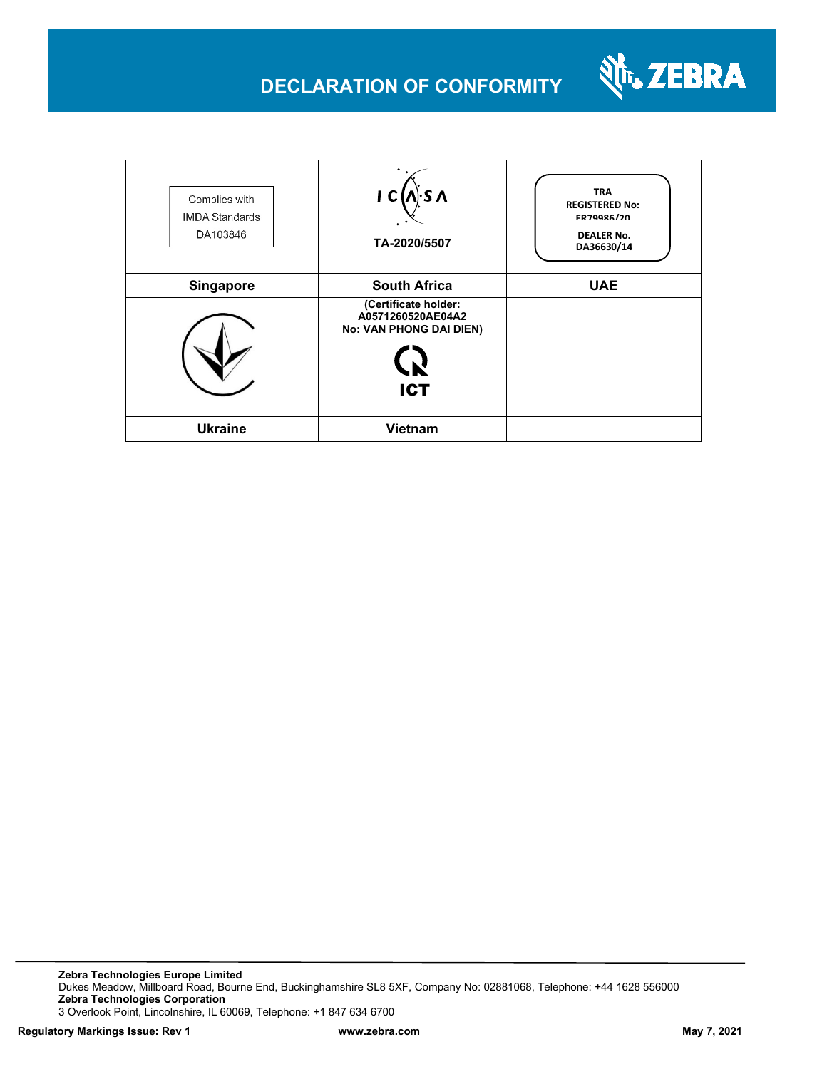# DECLARATION OF CONFORMITY

| | | |
|---|---|---|
| Complies with IMDA Standards DA103846 | ICASA TA-2020/5507 | TRA REGISTERED No: ER79986/20 DEALER No. DA36630/14 |
| **Singapore** | **South Africa** | **UAE** |
| | **(Certificate holder: A0571260520AE04A2 No: VAN PHONG DAI DIEN)** ICT | |
| **Ukraine** | **Vietnam** | |

**Zebra Technologies Europe Limited**
Dukes Meadow, Millboard Road, Bourne End, Buckinghamshire SL8 5XF, Company No: 02881068, Telephone: +44 1628 556000
**Zebra Technologies Corporation**
3 Overlook Point, Lincolnshire, IL 60069, Telephone: +1 847 634 6700

**Regulatory Markings Issue: Rev 1** **www.zebra.com** **May 7, 2021**